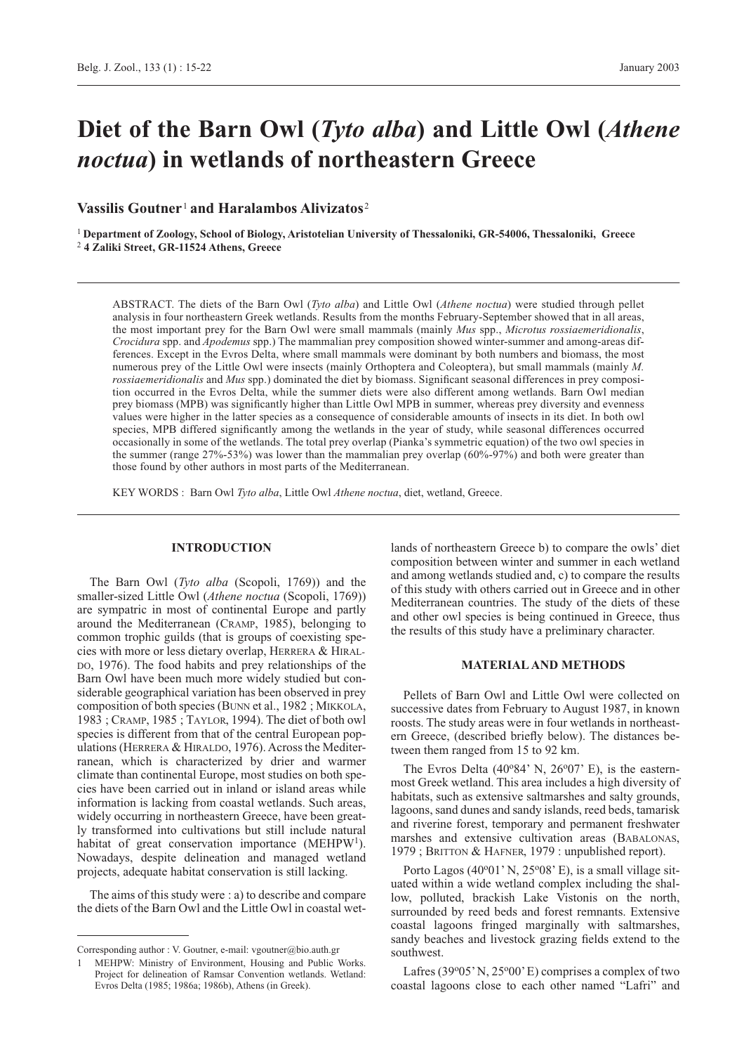# Diet of the Barn Owl (*Tyto alba*) and Little Owl (*Athene noctua*) in wetlands of northeastern Greece

**Vassilis Goutner**[1] **and Haralambos Alivizatos**[2]

[1] **Department of Zoology, School of Biology, Aristotelian University of Thessaloniki, GR-54006, Thessaloniki, Greece**
[2] **4 Zaliki Street, GR-11524 Athens, Greece**

ABSTRACT. The diets of the Barn Owl (*Tyto alba*) and Little Owl (*Athene noctua*) were studied through pellet analysis in four northeastern Greek wetlands. Results from the months February-September showed that in all areas, the most important prey for the Barn Owl were small mammals (mainly *Mus* spp., *Microtus rossiaemeridionalis*, *Crocidura* spp. and *Apodemus* spp.) The mammalian prey composition showed winter-summer and among-areas differences. Except in the Evros Delta, where small mammals were dominant by both numbers and biomass, the most numerous prey of the Little Owl were insects (mainly Orthoptera and Coleoptera), but small mammals (mainly *M. rossiaemeridionalis* and *Mus* spp.) dominated the diet by biomass. Significant seasonal differences in prey composition occurred in the Evros Delta, while the summer diets were also different among wetlands. Barn Owl median prey biomass (MPB) was significantly higher than Little Owl MPB in summer, whereas prey diversity and evenness values were higher in the latter species as a consequence of considerable amounts of insects in its diet. In both owl species, MPB differed significantly among the wetlands in the year of study, while seasonal differences occurred occasionally in some of the wetlands. The total prey overlap (Pianka's symmetric equation) of the two owl species in the summer (range 27%-53%) was lower than the mammalian prey overlap (60%-97%) and both were greater than those found by other authors in most parts of the Mediterranean.

KEY WORDS : Barn Owl *Tyto alba*, Little Owl *Athene noctua*, diet, wetland, Greece.

## INTRODUCTION

The Barn Owl (*Tyto alba* (Scopoli, 1769)) and the smaller-sized Little Owl (*Athene noctua* (Scopoli, 1769)) are sympatric in most of continental Europe and partly around the Mediterranean (CRAMP, 1985), belonging to common trophic guilds (that is groups of coexisting species with more or less dietary overlap, HERRERA & HIRALDO, 1976). The food habits and prey relationships of the Barn Owl have been much more widely studied but considerable geographical variation has been observed in prey composition of both species (BUNN et al., 1982 ; MIKKOLA, 1983 ; CRAMP, 1985 ; TAYLOR, 1994). The diet of both owl species is different from that of the central European populations (HERRERA & HIRALDO, 1976). Across the Mediterranean, which is characterized by drier and warmer climate than continental Europe, most studies on both species have been carried out in inland or island areas while information is lacking from coastal wetlands. Such areas, widely occurring in northeastern Greece, have been greatly transformed into cultivations but still include natural habitat of great conservation importance (MEHPW[1]). Nowadays, despite delineation and managed wetland projects, adequate habitat conservation is still lacking.

The aims of this study were : a) to describe and compare the diets of the Barn Owl and the Little Owl in coastal wetlands of northeastern Greece b) to compare the owls' diet composition between winter and summer in each wetland and among wetlands studied and, c) to compare the results of this study with others carried out in Greece and in other Mediterranean countries. The study of the diets of these and other owl species is being continued in Greece, thus the results of this study have a preliminary character.

## MATERIAL AND METHODS

Pellets of Barn Owl and Little Owl were collected on successive dates from February to August 1987, in known roosts. The study areas were in four wetlands in northeastern Greece, (described briefly below). The distances between them ranged from 15 to 92 km.

The Evros Delta (40°84' N, 26°07' E), is the easternmost Greek wetland. This area includes a high diversity of habitats, such as extensive saltmarshes and salty grounds, lagoons, sand dunes and sandy islands, reed beds, tamarisk and riverine forest, temporary and permanent freshwater marshes and extensive cultivation areas (BABALONAS, 1979 ; BRITTON & HAFNER, 1979 : unpublished report).

Porto Lagos (40°01' N, 25°08' E), is a small village situated within a wide wetland complex including the shallow, polluted, brackish Lake Vistonis on the north, surrounded by reed beds and forest remnants. Extensive coastal lagoons fringed marginally with saltmarshes, sandy beaches and livestock grazing fields extend to the southwest.

Lafres (39°05' N, 25°00' E) comprises a complex of two coastal lagoons close to each other named "Lafri" and

---

Corresponding author : V. Goutner, e-mail: vgoutner@bio.auth.gr

[1] MEHPW: Ministry of Environment, Housing and Public Works. Project for delineation of Ramsar Convention wetlands. Wetland: Evros Delta (1985; 1986a; 1986b), Athens (in Greek).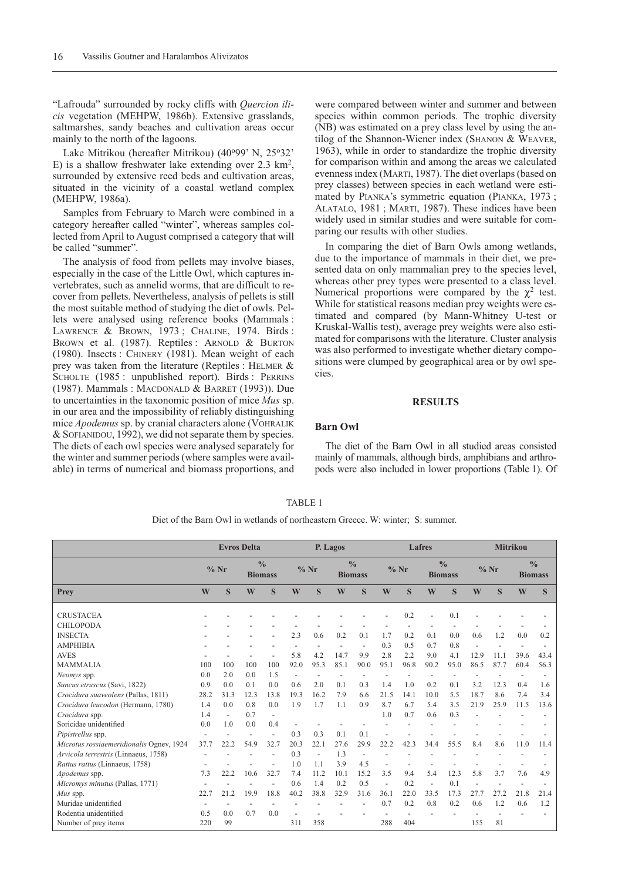"Lafrouda" surrounded by rocky cliffs with *Quercion ilicis* vegetation (MEHPW, 1986b). Extensive grasslands, saltmarshes, sandy beaches and cultivation areas occur mainly to the north of the lagoons.

Lake Mitrikou (hereafter Mitrikou) (40°99' N, 25°32' E) is a shallow freshwater lake extending over 2.3 km$^2$, surrounded by extensive reed beds and cultivation areas, situated in the vicinity of a coastal wetland complex (MEHPW, 1986a).

Samples from February to March were combined in a category hereafter called "winter", whereas samples collected from April to August comprised a category that will be called "summer".

The analysis of food from pellets may involve biases, especially in the case of the Little Owl, which captures invertebrates, such as annelid worms, that are difficult to recover from pellets. Nevertheless, analysis of pellets is still the most suitable method of studying the diet of owls. Pellets were analysed using reference books (Mammals : LAWRENCE & BROWN, 1973 ; CHALINE, 1974. Birds : BROWN et al. (1987). Reptiles : ARNOLD & BURTON (1980). Insects : CHINERY (1981). Mean weight of each prey was taken from the literature (Reptiles : HELMER & SCHOLTE (1985 : unpublished report). Birds : PERRINS (1987). Mammals : MACDONALD & BARRET (1993)). Due to uncertainties in the taxonomic position of mice *Mus* sp. in our area and the impossibility of reliably distinguishing mice *Apodemus* sp. by cranial characters alone (VOHRALIK & SOFIANIDOU, 1992), we did not separate them by species. The diets of each owl species were analysed separately for the winter and summer periods (where samples were available) in terms of numerical and biomass proportions, and were compared between winter and summer and between species within common periods. The trophic diversity (NB) was estimated on a prey class level by using the antilog of the Shannon-Wiener index (SHANON & WEAVER, 1963), while in order to standardize the trophic diversity for comparison within and among the areas we calculated evenness index (MARTI, 1987). The diet overlaps (based on prey classes) between species in each wetland were estimated by PIANKA's symmetric equation (PIANKA, 1973 ; ALATALO, 1981 ; MARTI, 1987). These indices have been widely used in similar studies and were suitable for comparing our results with other studies.

In comparing the diet of Barn Owls among wetlands, due to the importance of mammals in their diet, we presented data on only mammalian prey to the species level, whereas other prey types were presented to a class level. Numerical proportions were compared by the $\chi^2$ test. While for statistical reasons median prey weights were estimated and compared (by Mann-Whitney U-test or Kruskal-Wallis test), average prey weights were also estimated for comparisons with the literature. Cluster analysis was also performed to investigate whether dietary compositions were clumped by geographical area or by owl species.

## RESULTS

### Barn Owl

The diet of the Barn Owl in all studied areas consisted mainly of mammals, although birds, amphibians and arthropods were also included in lower proportions (Table 1). Of

TABLE 1

Diet of the Barn Owl in wetlands of northeastern Greece. W: winter; S: summer.

| | Evros Delta | | | | P. Lagos | | | | Lafres | | | | Mitrikou | | | |
|---|---|---|---|---|---|---|---|---|---|---|---|---|---|---|---|---|
| | % Nr | | % Biomass | | % Nr | | % Biomass | | % Nr | | % Biomass | | % Nr | | % Biomass | |
| **Prey** | **W** | **S** | **W** | **S** | **W** | **S** | **W** | **S** | **W** | **S** | **W** | **S** | **W** | **S** | **W** | **S** |
| CRUSTACEA | - | - | - | - | - | - | - | - | - | 0.2 | - | 0.1 | - | - | - | - |
| CHILOPODA | - | - | - | - | - | - | - | - | - | - | - | - | - | - | - | - |
| INSECTA | - | - | - | - | 2.3 | 0.6 | 0.2 | 0.1 | 1.7 | 0.2 | 0.1 | 0.0 | 0.6 | 1.2 | 0.0 | 0.2 |
| AMPHIBIA | - | - | - | - | - | - | - | - | 0.3 | 0.5 | 0.7 | 0.8 | - | - | - | - |
| AVES | - | - | - | - | 5.8 | 4.2 | 14.7 | 9.9 | 2.8 | 2.2 | 9.0 | 4.1 | 12.9 | 11.1 | 39.6 | 43.4 |
| MAMMALIA | 100 | 100 | 100 | 100 | 92.0 | 95.3 | 85.1 | 90.0 | 95.1 | 96.8 | 90.2 | 95.0 | 86.5 | 87.7 | 60.4 | 56.3 |
| *Neomys* spp. | 0.0 | 2.0 | 0.0 | 1.5 | - | - | - | - | - | - | - | - | - | - | - | - |
| *Suncus etruscus* (Savi, 1822) | 0.9 | 0.0 | 0.1 | 0.0 | 0.6 | 2.0 | 0.1 | 0.3 | 1.4 | 1.0 | 0.2 | 0.1 | 3.2 | 12.3 | 0.4 | 1.6 |
| *Crocidura suaveolens* (Pallas, 1811) | 28.2 | 31.3 | 12.3 | 13.8 | 19.3 | 16.2 | 7.9 | 6.6 | 21.5 | 14.1 | 10.0 | 5.5 | 18.7 | 8.6 | 7.4 | 3.4 |
| *Crocidura leucodon* (Hermann, 1780) | 1.4 | 0.0 | 0.8 | 0.0 | 1.9 | 1.7 | 1.1 | 0.9 | 8.7 | 6.7 | 5.4 | 3.5 | 21.9 | 25.9 | 11.5 | 13.6 |
| *Crocidura* spp. | 1.4 | - | 0.7 | - | | | | | 1.0 | 0.7 | 0.6 | 0.3 | - | - | - | - |
| Soricidae unidentified | 0.0 | 1.0 | 0.0 | 0.4 | - | - | - | - | - | - | - | - | - | - | - | - |
| *Pipistrellus* spp. | - | - | - | - | 0.3 | 0.3 | 0.1 | 0.1 | - | - | - | - | - | - | - | - |
| *Microtus rossiaemeridionalis* Ognev, 1924 | 37.7 | 22.2 | 54.9 | 32.7 | 20.3 | 22.1 | 27.6 | 29.9 | 22.2 | 42.3 | 34.4 | 55.5 | 8.4 | 8.6 | 11.0 | 11.4 |
| *Arvicola terrestris* (Linnaeus, 1758) | - | - | - | - | 0.3 | - | 1.3 | - | - | - | - | - | - | - | - | - |
| *Rattus rattus* (Linnaeus, 1758) | - | - | - | - | 1.0 | 1.1 | 3.9 | 4.5 | - | - | - | - | - | - | - | - |
| *Apodemus* spp. | 7.3 | 22.2 | 10.6 | 32.7 | 7.4 | 11.2 | 10.1 | 15.2 | 3.5 | 9.4 | 5.4 | 12.3 | 5.8 | 3.7 | 7.6 | 4.9 |
| *Micromys minutus* (Pallas, 1771) | - | - | - | - | 0.6 | 1.4 | 0.2 | 0.5 | - | 0.2 | - | 0.1 | - | - | - | - |
| *Mus* spp. | 22.7 | 21.2 | 19.9 | 18.8 | 40.2 | 38.8 | 32.9 | 31.6 | 36.1 | 22.0 | 33.5 | 17.3 | 27.7 | 27.2 | 21.8 | 21.4 |
| Muridae unidentified | - | - | - | - | - | - | - | - | 0.7 | 0.2 | 0.8 | 0.2 | 0.6 | 1.2 | 0.6 | 1.2 |
| Rodentia unidentified | 0.5 | 0.0 | 0.7 | 0.0 | - | - | - | - | - | - | - | - | - | - | - | - |
| Number of prey items | 220 | 99 | | | 311 | 358 | | | 288 | 404 | | | 155 | 81 | | |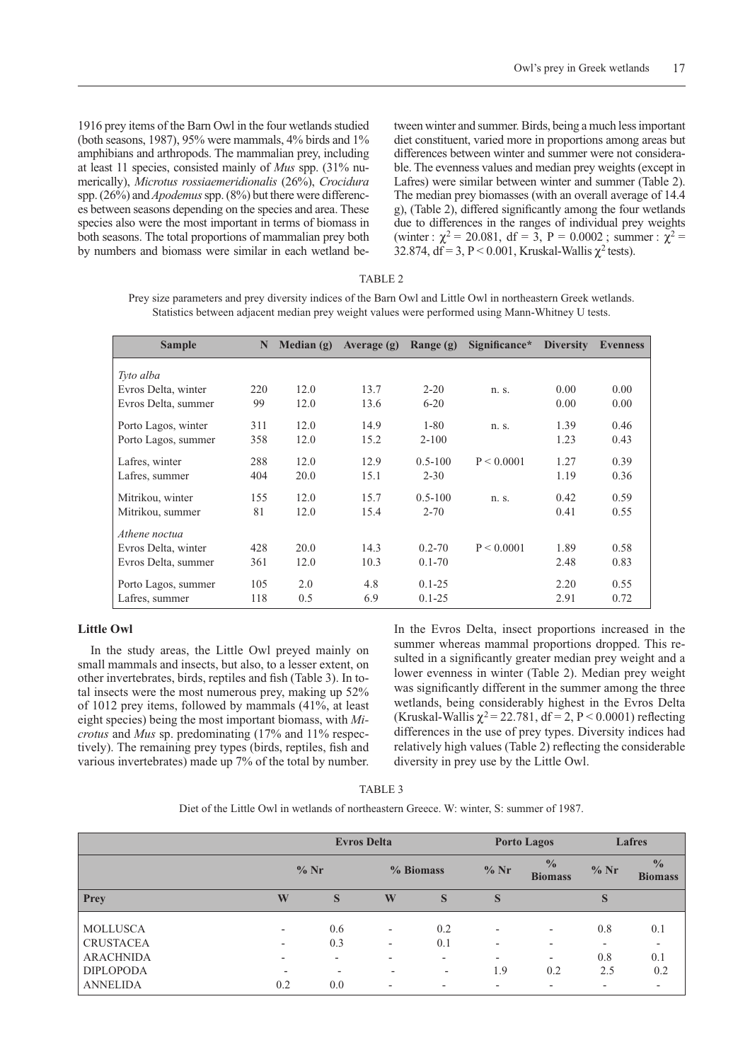1916 prey items of the Barn Owl in the four wetlands studied (both seasons, 1987), 95% were mammals, 4% birds and 1% amphibians and arthropods. The mammalian prey, including at least 11 species, consisted mainly of *Mus* spp. (31% numerically), *Microtus rossiaemeridionalis* (26%), *Crocidura* spp. (26%) and *Apodemus* spp. (8%) but there were differences between seasons depending on the species and area. These species also were the most important in terms of biomass in both seasons. The total proportions of mammalian prey both by numbers and biomass were similar in each wetland between winter and summer. Birds, being a much less important diet constituent, varied more in proportions among areas but differences between winter and summer were not considerable. The evenness values and median prey weights (except in Lafres) were similar between winter and summer (Table 2). The median prey biomasses (with an overall average of 14.4 g), (Table 2), differed significantly among the four wetlands due to differences in the ranges of individual prey weights (winter : $\chi^2 = 20.081$, df = 3, P = 0.0002 ; summer : $\chi^2 = 32.874$, df = 3, P < 0.001, Kruskal-Wallis $\chi^2$ tests).

TABLE 2

Prey size parameters and prey diversity indices of the Barn Owl and Little Owl in northeastern Greek wetlands. Statistics between adjacent median prey weight values were performed using Mann-Whitney U tests.

| Sample | N | Median (g) | Average (g) | Range (g) | Significance* | Diversity | Evenness |
|---|---|---|---|---|---|---|---|
| *Tyto alba* | | | | | | | |
| Evros Delta, winter | 220 | 12.0 | 13.7 | 2-20 | n. s. | 0.00 | 0.00 |
| Evros Delta, summer | 99 | 12.0 | 13.6 | 6-20 | | 0.00 | 0.00 |
| Porto Lagos, winter | 311 | 12.0 | 14.9 | 1-80 | n. s. | 1.39 | 0.46 |
| Porto Lagos, summer | 358 | 12.0 | 15.2 | 2-100 | | 1.23 | 0.43 |
| Lafres, winter | 288 | 12.0 | 12.9 | 0.5-100 | P < 0.0001 | 1.27 | 0.39 |
| Lafres, summer | 404 | 20.0 | 15.1 | 2-30 | | 1.19 | 0.36 |
| Mitrikou, winter | 155 | 12.0 | 15.7 | 0.5-100 | n. s. | 0.42 | 0.59 |
| Mitrikou, summer | 81 | 12.0 | 15.4 | 2-70 | | 0.41 | 0.55 |
| *Athene noctua* | | | | | | | |
| Evros Delta, winter | 428 | 20.0 | 14.3 | 0.2-70 | P < 0.0001 | 1.89 | 0.58 |
| Evros Delta, summer | 361 | 12.0 | 10.3 | 0.1-70 | | 2.48 | 0.83 |
| Porto Lagos, summer | 105 | 2.0 | 4.8 | 0.1-25 | | 2.20 | 0.55 |
| Lafres, summer | 118 | 0.5 | 6.9 | 0.1-25 | | 2.91 | 0.72 |

### Little Owl

In the study areas, the Little Owl preyed mainly on small mammals and insects, but also, to a lesser extent, on other invertebrates, birds, reptiles and fish (Table 3). In total insects were the most numerous prey, making up 52% of 1012 prey items, followed by mammals (41%, at least eight species) being the most important biomass, with *Microtus* and *Mus* sp. predominating (17% and 11% respectively). The remaining prey types (birds, reptiles, fish and various invertebrates) made up 7% of the total by number. In the Evros Delta, insect proportions increased in the summer whereas mammal proportions dropped. This resulted in a significantly greater median prey weight and a lower evenness in winter (Table 2). Median prey weight was significantly different in the summer among the three wetlands, being considerably highest in the Evros Delta (Kruskal-Wallis $\chi^2 = 22.781$, df = 2, P < 0.0001) reflecting differences in the use of prey types. Diversity indices had relatively high values (Table 2) reflecting the considerable diversity in prey use by the Little Owl.

TABLE 3

Diet of the Little Owl in wetlands of northeastern Greece. W: winter, S: summer of 1987.

| | Evros Delta | | | | Porto Lagos | | Lafres | |
|---|---|---|---|---|---|---|---|---|
| | % Nr | | % Biomass | | % Nr | % Biomass | % Nr | % Biomass |
| **Prey** | W | S | W | S | S | | S | |
| MOLLUSCA | - | 0.6 | - | 0.2 | - | - | 0.8 | 0.1 |
| CRUSTACEA | - | 0.3 | - | 0.1 | - | - | - | - |
| ARACHNIDA | - | - | - | - | - | - | 0.8 | 0.1 |
| DIPLOPODA | - | - | - | - | 1.9 | 0.2 | 2.5 | 0.2 |
| ANNELIDA | 0.2 | 0.0 | - | - | - | - | - | - |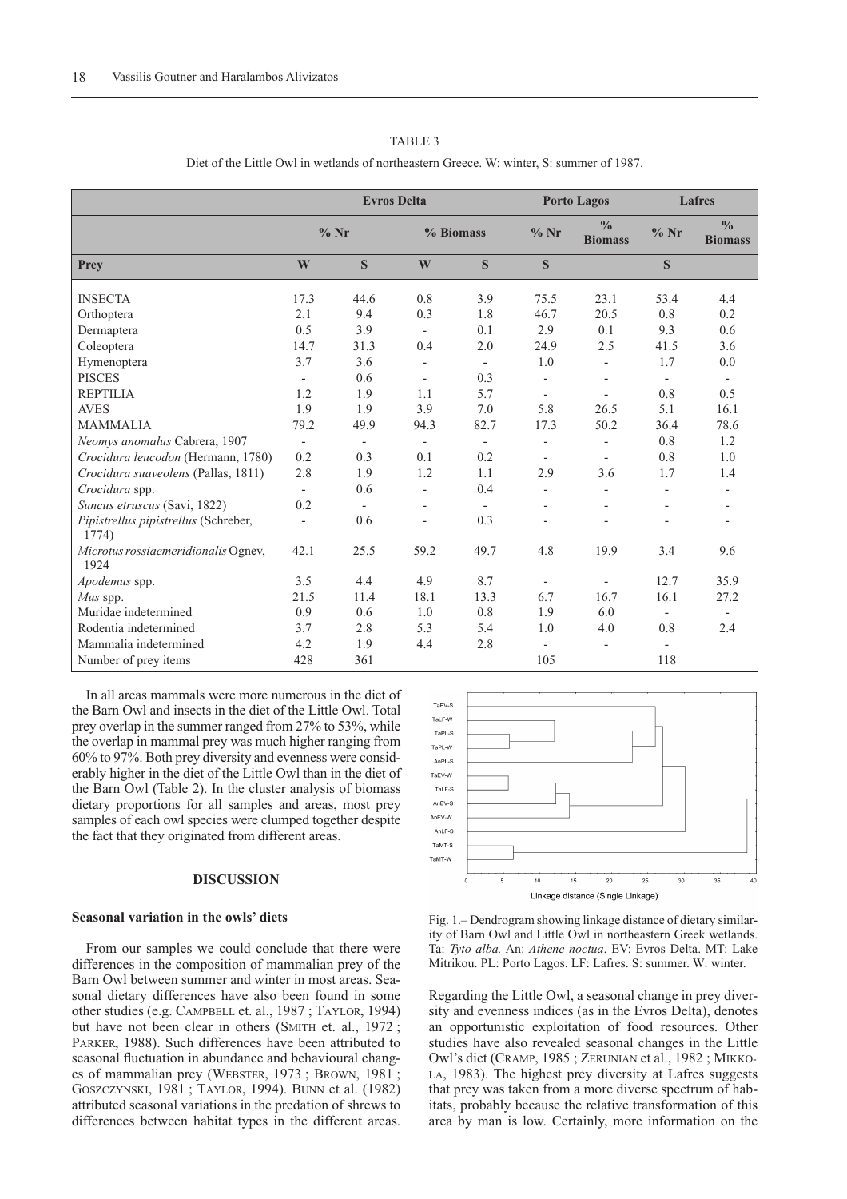TABLE 3

Diet of the Little Owl in wetlands of northeastern Greece. W: winter, S: summer of 1987.

| | Evros Delta | | | | Porto Lagos | | Lafres | |
|---|---|---|---|---|---|---|---|---|
| | % Nr | | % Biomass | | % Nr | % Biomass | % Nr | % Biomass |
| **Prey** | **W** | **S** | **W** | **S** | **S** | | **S** | |
| INSECTA | 17.3 | 44.6 | 0.8 | 3.9 | 75.5 | 23.1 | 53.4 | 4.4 |
| Orthoptera | 2.1 | 9.4 | 0.3 | 1.8 | 46.7 | 20.5 | 0.8 | 0.2 |
| Dermaptera | 0.5 | 3.9 | - | 0.1 | 2.9 | 0.1 | 9.3 | 0.6 |
| Coleoptera | 14.7 | 31.3 | 0.4 | 2.0 | 24.9 | 2.5 | 41.5 | 3.6 |
| Hymenoptera | 3.7 | 3.6 | - | - | 1.0 | - | 1.7 | 0.0 |
| PISCES | - | 0.6 | - | 0.3 | - | - | - | - |
| REPTILIA | 1.2 | 1.9 | 1.1 | 5.7 | - | - | 0.8 | 0.5 |
| AVES | 1.9 | 1.9 | 3.9 | 7.0 | 5.8 | 26.5 | 5.1 | 16.1 |
| MAMMALIA | 79.2 | 49.9 | 94.3 | 82.7 | 17.3 | 50.2 | 36.4 | 78.6 |
| *Neomys anomalus* Cabrera, 1907 | - | - | - | - | - | - | 0.8 | 1.2 |
| *Crocidura leucodon* (Hermann, 1780) | 0.2 | 0.3 | 0.1 | 0.2 | - | - | 0.8 | 1.0 |
| *Crocidura suaveolens* (Pallas, 1811) | 2.8 | 1.9 | 1.2 | 1.1 | 2.9 | 3.6 | 1.7 | 1.4 |
| *Crocidura* spp. | - | 0.6 | - | 0.4 | - | - | - | - |
| *Suncus etruscus* (Savi, 1822) | 0.2 | - | - | - | - | - | - | - |
| *Pipistrellus pipistrellus* (Schreber, 1774) | - | 0.6 | - | 0.3 | - | - | - | - |
| *Microtus rossiaemeridionalis* Ognev, 1924 | 42.1 | 25.5 | 59.2 | 49.7 | 4.8 | 19.9 | 3.4 | 9.6 |
| *Apodemus* spp. | 3.5 | 4.4 | 4.9 | 8.7 | - | - | 12.7 | 35.9 |
| *Mus* spp. | 21.5 | 11.4 | 18.1 | 13.3 | 6.7 | 16.7 | 16.1 | 27.2 |
| Muridae indetermined | 0.9 | 0.6 | 1.0 | 0.8 | 1.9 | 6.0 | - | - |
| Rodentia indetermined | 3.7 | 2.8 | 5.3 | 5.4 | 1.0 | 4.0 | 0.8 | 2.4 |
| Mammalia indetermined | 4.2 | 1.9 | 4.4 | 2.8 | - | - | - | - |
| Number of prey items | 428 | 361 | | | 105 | | 118 | |

In all areas mammals were more numerous in the diet of the Barn Owl and insects in the diet of the Little Owl. Total prey overlap in the summer ranged from 27% to 53%, while the overlap in mammal prey was much higher ranging from 60% to 97%. Both prey diversity and evenness were considerably higher in the diet of the Little Owl than in the diet of the Barn Owl (Table 2). In the cluster analysis of biomass dietary proportions for all samples and areas, most prey samples of each owl species were clumped together despite the fact that they originated from different areas.

TaEV-S
TaLF-W
TaPL-S
TaPL-W
AnPL-S
TaEV-W
TaLF-S
AnEV-S
AnEV-W
AnLF-S
TaMT-S
TaMT-W
0
5
10
15
20
25
30
35
40
Linkage distance (Single Linkage)

Fig. 1.– Dendrogram showing linkage distance of dietary similarity of Barn Owl and Little Owl in northeastern Greek wetlands. Ta: *Tyto alba*. An: *Athene noctua*. EV: Evros Delta. MT: Lake Mitrikou. PL: Porto Lagos. LF: Lafres. S: summer. W: winter.

## DISCUSSION

### Seasonal variation in the owls' diets

From our samples we could conclude that there were differences in the composition of mammalian prey of the Barn Owl between summer and winter in most areas. Seasonal dietary differences have also been found in some other studies (e.g. Campbell et. al., 1987 ; Taylor, 1994) but have not been clear in others (Smith et. al., 1972 ; Parker, 1988). Such differences have been attributed to seasonal fluctuation in abundance and behavioural changes of mammalian prey (Webster, 1973 ; Brown, 1981 ; Goszczynski, 1981 ; Taylor, 1994). Bunn et al. (1982) attributed seasonal variations in the predation of shrews to differences between habitat types in the different areas. Regarding the Little Owl, a seasonal change in prey diversity and evenness indices (as in the Evros Delta), denotes an opportunistic exploitation of food resources. Other studies have also revealed seasonal changes in the Little Owl's diet (Cramp, 1985 ; Zerunian et al., 1982 ; Mikkola, 1983). The highest prey diversity at Lafres suggests that prey was taken from a more diverse spectrum of habitats, probably because the relative transformation of this area by man is low. Certainly, more information on the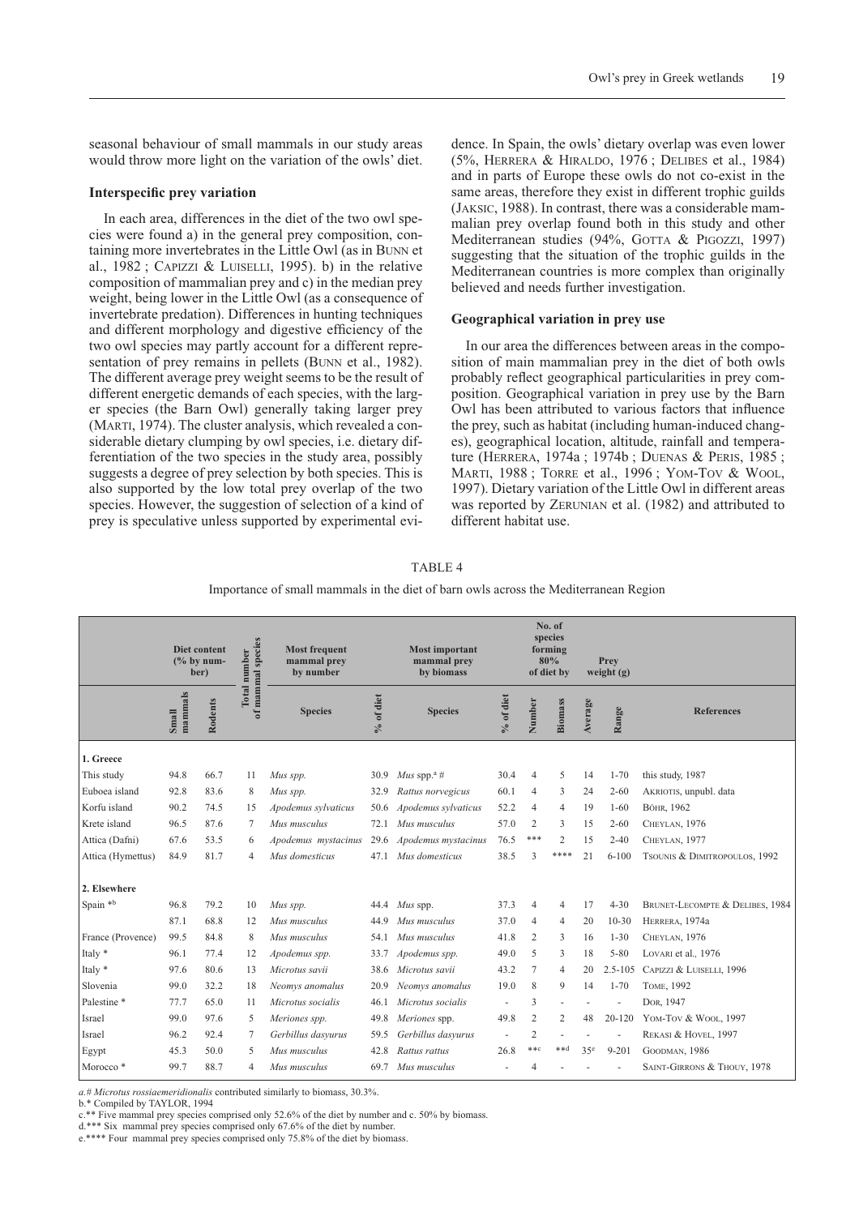seasonal behaviour of small mammals in our study areas would throw more light on the variation of the owls' diet.

### Interspecific prey variation

In each area, differences in the diet of the two owl species were found a) in the general prey composition, containing more invertebrates in the Little Owl (as in BUNN et al., 1982 ; CAPIZZI & LUISELLI, 1995). b) in the relative composition of mammalian prey and c) in the median prey weight, being lower in the Little Owl (as a consequence of invertebrate predation). Differences in hunting techniques and different morphology and digestive efficiency of the two owl species may partly account for a different representation of prey remains in pellets (BUNN et al., 1982). The different average prey weight seems to be the result of different energetic demands of each species, with the larger species (the Barn Owl) generally taking larger prey (MARTI, 1974). The cluster analysis, which revealed a considerable dietary clumping by owl species, i.e. dietary differentiation of the two species in the study area, possibly suggests a degree of prey selection by both species. This is also supported by the low total prey overlap of the two species. However, the suggestion of selection of a kind of prey is speculative unless supported by experimental evidence. In Spain, the owls' dietary overlap was even lower (5%, HERRERA & HIRALDO, 1976 ; DELIBES et al., 1984) and in parts of Europe these owls do not co-exist in the same areas, therefore they exist in different trophic guilds (JAKSIC, 1988). In contrast, there was a considerable mammalian prey overlap found both in this study and other Mediterranean studies (94%, GOTTA & PIGOZZI, 1997) suggesting that the situation of the trophic guilds in the Mediterranean countries is more complex than originally believed and needs further investigation.

### Geographical variation in prey use

In our area the differences between areas in the composition of main mammalian prey in the diet of both owls probably reflect geographical particularities in prey composition. Geographical variation in prey use by the Barn Owl has been attributed to various factors that influence the prey, such as habitat (including human-induced changes), geographical location, altitude, rainfall and temperature (HERRERA, 1974a ; 1974b ; DUENAS & PERIS, 1985 ; MARTI, 1988 ; TORRE et al., 1996 ; YOM-TOV & WOOL, 1997). Dietary variation of the Little Owl in different areas was reported by ZERUNIAN et al. (1982) and attributed to different habitat use.

TABLE 4

Importance of small mammals in the diet of barn owls across the Mediterranean Region

| | Diet content (% by number) | | Total number of mammal species | Most frequent mammal prey by number | | Most important mammal prey by biomass | | No. of species forming 80% of diet by | | Prey weight (g) | | |
|---|---|---|---|---|---|---|---|---|---|---|---|---|
| | Small mammals | Rodents | | Species | % of diet | Species | % of diet | Number | Biomass | Average | Range | References |
| **1. Greece** | | | | | | | | | | | | |
| This study | 94.8 | 66.7 | 11 | *Mus spp.* | 30.9 | *Mus* spp.[a] # | 30.4 | 4 | 5 | 14 | 1-70 | this study, 1987 |
| Euboea island | 92.8 | 83.6 | 8 | *Mus spp.* | 32.9 | *Rattus norvegicus* | 60.1 | 4 | 3 | 24 | 2-60 | AKRIOTIS, unpubl. data |
| Korfu island | 90.2 | 74.5 | 15 | *Apodemus sylvaticus* | 50.6 | *Apodemus sylvaticus* | 52.2 | 4 | 4 | 19 | 1-60 | BÖHR, 1962 |
| Krete island | 96.5 | 87.6 | 7 | *Mus musculus* | 72.1 | *Mus musculus* | 57.0 | 2 | 3 | 15 | 2-60 | CHEYLAN, 1976 |
| Attica (Dafni) | 67.6 | 53.5 | 6 | *Apodemus mystacinus* | 29.6 | *Apodemus mystacinus* | 76.5 | *** | 2 | 15 | 2-40 | CHEYLAN, 1977 |
| Attica (Hymettus) | 84.9 | 81.7 | 4 | *Mus domesticus* | 47.1 | *Mus domesticus* | 38.5 | 3 | **** | 21 | 6-100 | TSOUNIS & DIMITROPOULOS, 1992 |
| **2. Elsewhere** | | | | | | | | | | | | |
| Spain *[b] | 96.8 | 79.2 | 10 | *Mus spp.* | 44.4 | *Mus* spp. | 37.3 | 4 | 4 | 17 | 4-30 | BRUNET-LECOMPTE & DELIBES, 1984 |
| | 87.1 | 68.8 | 12 | *Mus musculus* | 44.9 | *Mus musculus* | 37.0 | 4 | 4 | 20 | 10-30 | HERRERA, 1974a |
| France (Provence) | 99.5 | 84.8 | 8 | *Mus musculus* | 54.1 | *Mus musculus* | 41.8 | 2 | 3 | 16 | 1-30 | CHEYLAN, 1976 |
| Italy * | 96.1 | 77.4 | 12 | *Apodemus spp.* | 33.7 | *Apodemus spp.* | 49.0 | 5 | 3 | 18 | 5-80 | LOVARI et al., 1976 |
| Italy * | 97.6 | 80.6 | 13 | *Microtus savii* | 38.6 | *Microtus savii* | 43.2 | 7 | 4 | 20 | 2.5-105 | CAPIZZI & LUISELLI, 1996 |
| Slovenia | 99.0 | 32.2 | 18 | *Neomys anomalus* | 20.9 | *Neomys anomalus* | 19.0 | 8 | 9 | 14 | 1-70 | TOME, 1992 |
| Palestine * | 77.7 | 65.0 | 11 | *Microtus socialis* | 46.1 | *Microtus socialis* | - | 3 | - | - | - | DOR, 1947 |
| Israel | 99.0 | 97.6 | 5 | *Meriones spp.* | 49.8 | *Meriones* spp. | 49.8 | 2 | 2 | 48 | 20-120 | YOM-TOV & WOOL, 1997 |
| Israel | 96.2 | 92.4 | 7 | *Gerbillus dasyurus* | 59.5 | *Gerbillus dasyurus* | - | 2 | - | - | - | REKASI & HOVEL, 1997 |
| Egypt | 45.3 | 50.0 | 5 | *Mus musculus* | 42.8 | *Rattus rattus* | 26.8 | **c | **d | 35[e] | 9-201 | GOODMAN, 1986 |
| Morocco * | 99.7 | 88.7 | 4 | *Mus musculus* | 69.7 | *Mus musculus* | - | 4 | - | - | - | SAINT-GIRRONS & THOUY, 1978 |

*a.# Microtus rossiaemeridionalis* contributed similarly to biomass, 30.3%.

b.* Compiled by TAYLOR, 1994

c.** Five mammal prey species comprised only 52.6% of the diet by number and c. 50% by biomass.

d.*** Six mammal prey species comprised only 67.6% of the diet by number.

e.**** Four mammal prey species comprised only 75.8% of the diet by biomass.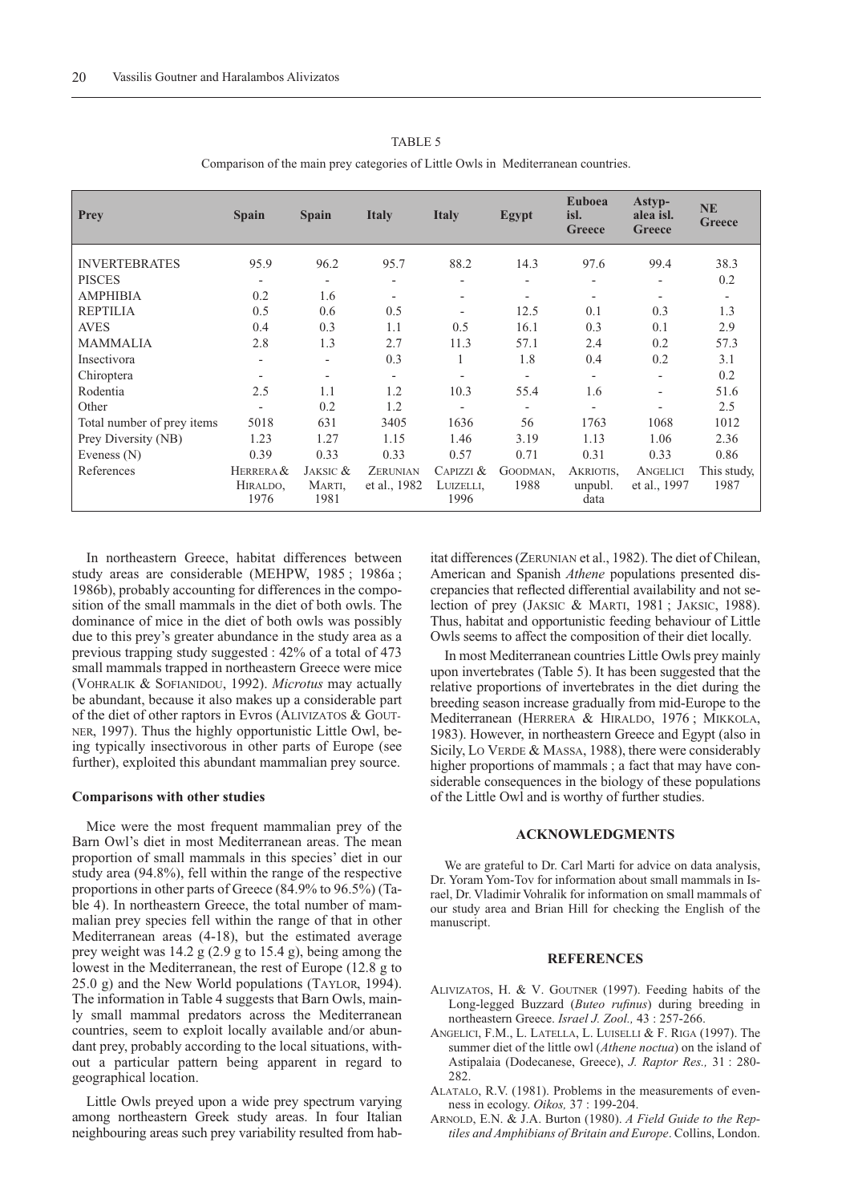TABLE 5

Comparison of the main prey categories of Little Owls in Mediterranean countries.

| Prey | Spain | Spain | Italy | Italy | Egypt | Euboea isl. Greece | Astypalea isl. Greece | NE Greece |
|---|---|---|---|---|---|---|---|---|
| INVERTEBRATES | 95.9 | 96.2 | 95.7 | 88.2 | 14.3 | 97.6 | 99.4 | 38.3 |
| PISCES | - | - | - | - | - | - | - | 0.2 |
| AMPHIBIA | 0.2 | 1.6 | - | - | - | - | - | - |
| REPTILIA | 0.5 | 0.6 | 0.5 | - | 12.5 | 0.1 | 0.3 | 1.3 |
| AVES | 0.4 | 0.3 | 1.1 | 0.5 | 16.1 | 0.3 | 0.1 | 2.9 |
| MAMMALIA | 2.8 | 1.3 | 2.7 | 11.3 | 57.1 | 2.4 | 0.2 | 57.3 |
| Insectivora | - | - | 0.3 | 1 | 1.8 | 0.4 | 0.2 | 3.1 |
| Chiroptera | - | - | - | - | - | - | - | 0.2 |
| Rodentia | 2.5 | 1.1 | 1.2 | 10.3 | 55.4 | 1.6 | - | 51.6 |
| Other | - | 0.2 | 1.2 | - | - | - | - | 2.5 |
| Total number of prey items | 5018 | 631 | 3405 | 1636 | 56 | 1763 | 1068 | 1012 |
| Prey Diversity (NB) | 1.23 | 1.27 | 1.15 | 1.46 | 3.19 | 1.13 | 1.06 | 2.36 |
| Eveness (N) | 0.39 | 0.33 | 0.33 | 0.57 | 0.71 | 0.31 | 0.33 | 0.86 |
| References | Herrera & Hiraldo, 1976 | Jaksic & Marti, 1981 | Zerunian et al., 1982 | Capizzi & Luiselli, 1996 | Goodman, 1988 | Akriotis, unpubl. data | Angelici et al., 1997 | This study, 1987 |

In northeastern Greece, habitat differences between study areas are considerable (MEHPW, 1985 ; 1986a ; 1986b), probably accounting for differences in the composition of the small mammals in the diet of both owls. The dominance of mice in the diet of both owls was possibly due to this prey's greater abundance in the study area as a previous trapping study suggested : 42% of a total of 473 small mammals trapped in northeastern Greece were mice (Vohralik & Sofianidou, 1992). *Microtus* may actually be abundant, because it also makes up a considerable part of the diet of other raptors in Evros (Alivizatos & Goutner, 1997). Thus the highly opportunistic Little Owl, being typically insectivorous in other parts of Europe (see further), exploited this abundant mammalian prey source.

**Comparisons with other studies**

Mice were the most frequent mammalian prey of the Barn Owl's diet in most Mediterranean areas. The mean proportion of small mammals in this species' diet in our study area (94.8%), fell within the range of the respective proportions in other parts of Greece (84.9% to 96.5%) (Table 4). In northeastern Greece, the total number of mammalian prey species fell within the range of that in other Mediterranean areas (4-18), but the estimated average prey weight was 14.2 g (2.9 g to 15.4 g), being among the lowest in the Mediterranean, the rest of Europe (12.8 g to 25.0 g) and the New World populations (Taylor, 1994). The information in Table 4 suggests that Barn Owls, mainly small mammal predators across the Mediterranean countries, seem to exploit locally available and/or abundant prey, probably according to the local situations, without a particular pattern being apparent in regard to geographical location.

Little Owls preyed upon a wide prey spectrum varying among northeastern Greek study areas. In four Italian neighbouring areas such prey variability resulted from habitat differences (Zerunian et al., 1982). The diet of Chilean, American and Spanish *Athene* populations presented discrepancies that reflected differential availability and not selection of prey (Jaksic & Marti, 1981 ; Jaksic, 1988). Thus, habitat and opportunistic feeding behaviour of Little Owls seems to affect the composition of their diet locally.

In most Mediterranean countries Little Owls prey mainly upon invertebrates (Table 5). It has been suggested that the relative proportions of invertebrates in the diet during the breeding season increase gradually from mid-Europe to the Mediterranean (Herrera & Hiraldo, 1976 ; Mikkola, 1983). However, in northeastern Greece and Egypt (also in Sicily, Lo Verde & Massa, 1988), there were considerably higher proportions of mammals ; a fact that may have considerable consequences in the biology of these populations of the Little Owl and is worthy of further studies.

## ACKNOWLEDGMENTS

We are grateful to Dr. Carl Marti for advice on data analysis, Dr. Yoram Yom-Tov for information about small mammals in Israel, Dr. Vladimir Vohralik for information on small mammals of our study area and Brian Hill for checking the English of the manuscript.

## REFERENCES

Alivizatos, H. & V. Goutner (1997). Feeding habits of the Long-legged Buzzard (*Buteo rufinus*) during breeding in northeastern Greece. *Israel J. Zool.,* 43 : 257-266.

Angelici, F.M., L. Latella, L. Luiselli & F. Riga (1997). The summer diet of the little owl (*Athene noctua*) on the island of Astipalaia (Dodecanese, Greece), *J. Raptor Res.,* 31 : 280-282.

Alatalo, R.V. (1981). Problems in the measurements of evenness in ecology. *Oikos,* 37 : 199-204.

Arnold, E.N. & J.A. Burton (1980). *A Field Guide to the Reptiles and Amphibians of Britain and Europe*. Collins, London.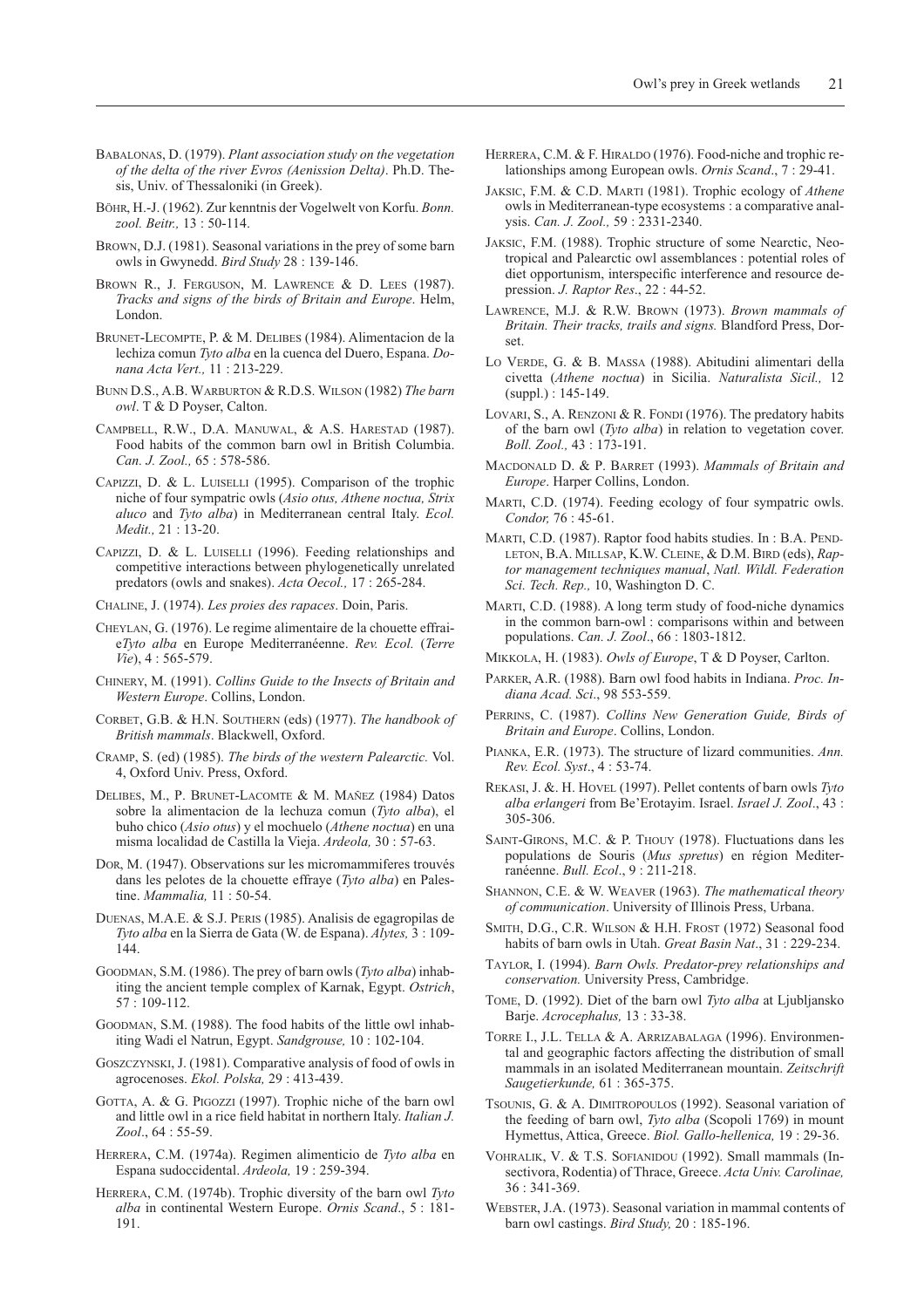Babalonas, D. (1979). *Plant association study on the vegetation of the delta of the river Evros (Aenission Delta)*. Ph.D. Thesis, Univ. of Thessaloniki (in Greek).

Böhr, H.-J. (1962). Zur kenntnis der Vogelwelt von Korfu. *Bonn. zool. Beitr.,* 13 : 50-114.

Brown, D.J. (1981). Seasonal variations in the prey of some barn owls in Gwynedd. *Bird Study* 28 : 139-146.

Brown R., J. Ferguson, M. Lawrence & D. Lees (1987). *Tracks and signs of the birds of Britain and Europe*. Helm, London.

Brunet-Lecompte, P. & M. Delibes (1984). Alimentacion de la lechiza comun *Tyto alba* en la cuenca del Duero, Espana. *Donana Acta Vert.,* 11 : 213-229.

Bunn D.S., A.B. Warburton & R.D.S. Wilson (1982) *The barn owl*. T & D Poyser, Calton.

Campbell, R.W., D.A. Manuwal, & A.S. Harestad (1987). Food habits of the common barn owl in British Columbia. *Can. J. Zool.,* 65 : 578-586.

Capizzi, D. & L. Luiselli (1995). Comparison of the trophic niche of four sympatric owls (*Asio otus, Athene noctua, Strix aluco* and *Tyto alba*) in Mediterranean central Italy. *Ecol. Medit.,* 21 : 13-20.

Capizzi, D. & L. Luiselli (1996). Feeding relationships and competitive interactions between phylogenetically unrelated predators (owls and snakes). *Acta Oecol.,* 17 : 265-284.

Chaline, J. (1974). *Les proies des rapaces*. Doin, Paris.

Cheylan, G. (1976). Le regime alimentaire de la chouette effraie*Tyto alba* en Europe Mediterranéenne. *Rev. Ecol.* (*Terre Vie*), 4 : 565-579.

Chinery, M. (1991). *Collins Guide to the Insects of Britain and Western Europe*. Collins, London.

Corbet, G.B. & H.N. Southern (eds) (1977). *The handbook of British mammals*. Blackwell, Oxford.

Cramp, S. (ed) (1985). *The birds of the western Palearctic.* Vol. 4, Oxford Univ. Press, Oxford.

Delibes, M., P. Brunet-Lacomte & M. Mañez (1984) Datos sobre la alimentacion de la lechuza comun (*Tyto alba*), el buho chico (*Asio otus*) y el mochuelo (*Athene noctua*) en una misma localidad de Castilla la Vieja. *Ardeola,* 30 : 57-63.

Dor, M. (1947). Observations sur les micromammiferes trouvés dans les pelotes de la chouette effraye (*Tyto alba*) en Palestine. *Mammalia,* 11 : 50-54.

Duenas, M.A.E. & S.J. Peris (1985). Analisis de egagropilas de *Tyto alba* en la Sierra de Gata (W. de Espana). *Alytes,* 3 : 109-144.

Goodman, S.M. (1986). The prey of barn owls (*Tyto alba*) inhabiting the ancient temple complex of Karnak, Egypt. *Ostrich*, 57 : 109-112.

Goodman, S.M. (1988). The food habits of the little owl inhabiting Wadi el Natrun, Egypt. *Sandgrouse,* 10 : 102-104.

Goszczynski, J. (1981). Comparative analysis of food of owls in agrocenoses. *Ekol. Polska,* 29 : 413-439.

Gotta, A. & G. Pigozzi (1997). Trophic niche of the barn owl and little owl in a rice field habitat in northern Italy. *Italian J. Zool*., 64 : 55-59.

Herrera, C.M. (1974a). Regimen alimenticio de *Tyto alba* en Espana sudoccidental. *Ardeola,* 19 : 259-394.

Herrera, C.M. (1974b). Trophic diversity of the barn owl *Tyto alba* in continental Western Europe. *Ornis Scand*., 5 : 181-191.

Herrera, C.M. & F. Hiraldo (1976). Food-niche and trophic relationships among European owls. *Ornis Scand*., 7 : 29-41.

Jaksic, F.M. & C.D. Marti (1981). Trophic ecology of *Athene* owls in Mediterranean-type ecosystems : a comparative analysis. *Can. J. Zool.,* 59 : 2331-2340.

Jaksic, F.M. (1988). Trophic structure of some Nearctic, Neotropical and Palearctic owl assemblances : potential roles of diet opportunism, interspecific interference and resource depression. *J. Raptor Res*., 22 : 44-52.

Lawrence, M.J. & R.W. Brown (1973). *Brown mammals of Britain. Their tracks, trails and signs.* Blandford Press, Dorset.

Lo Verde, G. & B. Massa (1988). Abitudini alimentari della civetta (*Athene noctua*) in Sicilia. *Naturalista Sicil.,* 12 (suppl.) : 145-149.

Lovari, S., A. Renzoni & R. Fondi (1976). The predatory habits of the barn owl (*Tyto alba*) in relation to vegetation cover. *Boll. Zool.,* 43 : 173-191.

Macdonald D. & P. Barret (1993). *Mammals of Britain and Europe*. Harper Collins, London.

Marti, C.D. (1974). Feeding ecology of four sympatric owls. *Condor,* 76 : 45-61.

Marti, C.D. (1987). Raptor food habits studies. In : B.A. Pendleton, B.A. Millsap, K.W. Cleine, & D.M. Bird (eds), *Raptor management techniques manual*, *Natl. Wildl. Federation Sci. Tech. Rep.,* 10, Washington D. C.

Marti, C.D. (1988). A long term study of food-niche dynamics in the common barn-owl : comparisons within and between populations. *Can. J. Zool*., 66 : 1803-1812.

Mikkola, H. (1983). *Owls of Europe*, T & D Poyser, Carlton.

Parker, A.R. (1988). Barn owl food habits in Indiana. *Proc. Indiana Acad. Sci*., 98 553-559.

Perrins, C. (1987). *Collins New Generation Guide, Birds of Britain and Europe*. Collins, London.

Pianka, E.R. (1973). The structure of lizard communities. *Ann. Rev. Ecol. Syst*., 4 : 53-74.

Rekasi, J. &. H. Hovel (1997). Pellet contents of barn owls *Tyto alba erlangeri* from Be'Erotayim. Israel. *Israel J. Zool*., 43 : 305-306.

Saint-Girons, M.C. & P. Thouy (1978). Fluctuations dans les populations de Souris (*Mus spretus*) en région Mediterranéenne. *Bull. Ecol*., 9 : 211-218.

Shannon, C.E. & W. Weaver (1963). *The mathematical theory of communication*. University of Illinois Press, Urbana.

Smith, D.G., C.R. Wilson & H.H. Frost (1972) Seasonal food habits of barn owls in Utah. *Great Basin Nat*., 31 : 229-234.

Taylor, I. (1994). *Barn Owls. Predator-prey relationships and conservation.* University Press, Cambridge.

Tome, D. (1992). Diet of the barn owl *Tyto alba* at Ljubljansko Barje. *Acrocephalus,* 13 : 33-38.

Torre I., J.L. Tella & A. Arrizabalaga (1996). Environmental and geographic factors affecting the distribution of small mammals in an isolated Mediterranean mountain. *Zeitschrift Saugetierkunde,* 61 : 365-375.

Tsounis, G. & A. Dimitropoulos (1992). Seasonal variation of the feeding of barn owl, *Tyto alba* (Scopoli 1769) in mount Hymettus, Attica, Greece. *Biol. Gallo-hellenica,* 19 : 29-36.

Vohralik, V. & T.S. Sofianidou (1992). Small mammals (Insectivora, Rodentia) of Thrace, Greece. *Acta Univ. Carolinae,* 36 : 341-369.

Webster, J.A. (1973). Seasonal variation in mammal contents of barn owl castings. *Bird Study,* 20 : 185-196.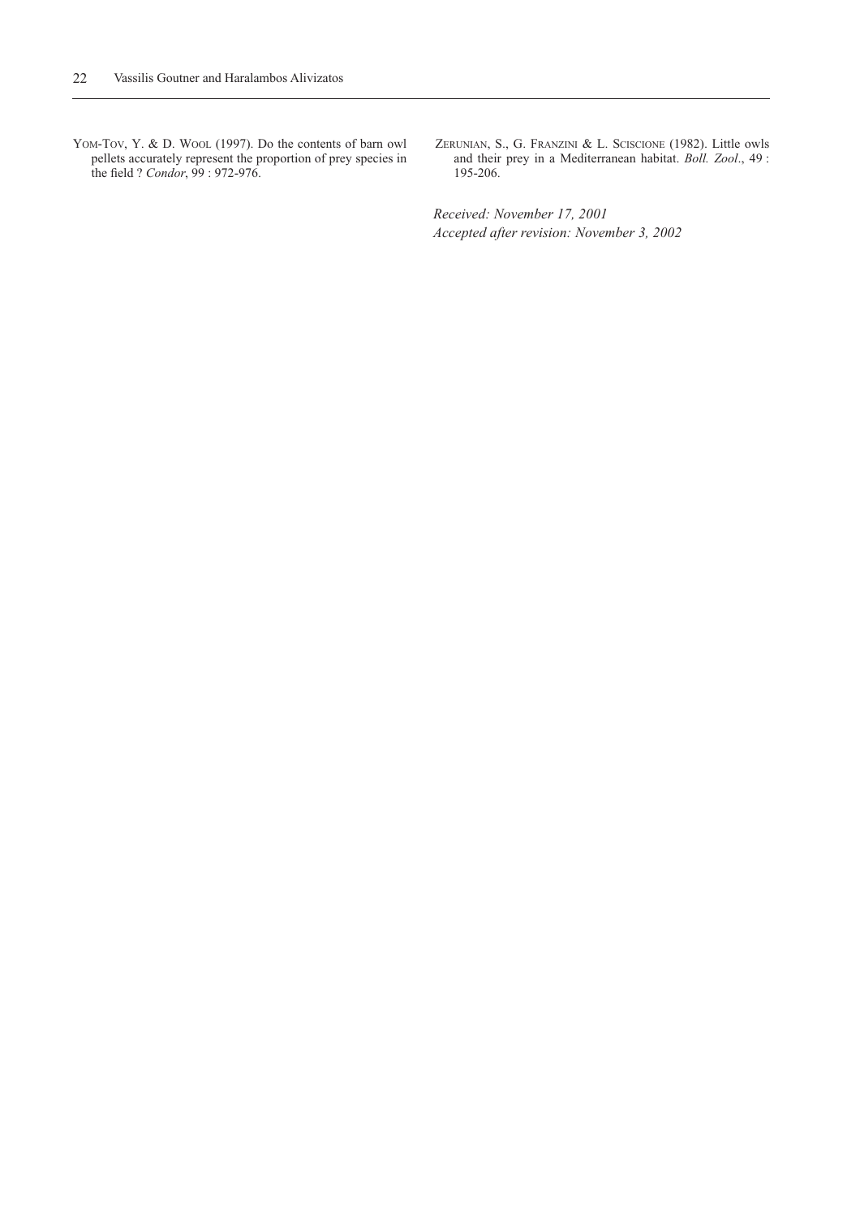Yom-Tov, Y. & D. Wool (1997). Do the contents of barn owl pellets accurately represent the proportion of prey species in the field ? *Condor*, 99 : 972-976.

Zerunian, S., G. Franzini & L. Sciscione (1982). Little owls and their prey in a Mediterranean habitat. *Boll. Zool*., 49 : 195-206.

*Received: November 17, 2001*
*Accepted after revision: November 3, 2002*